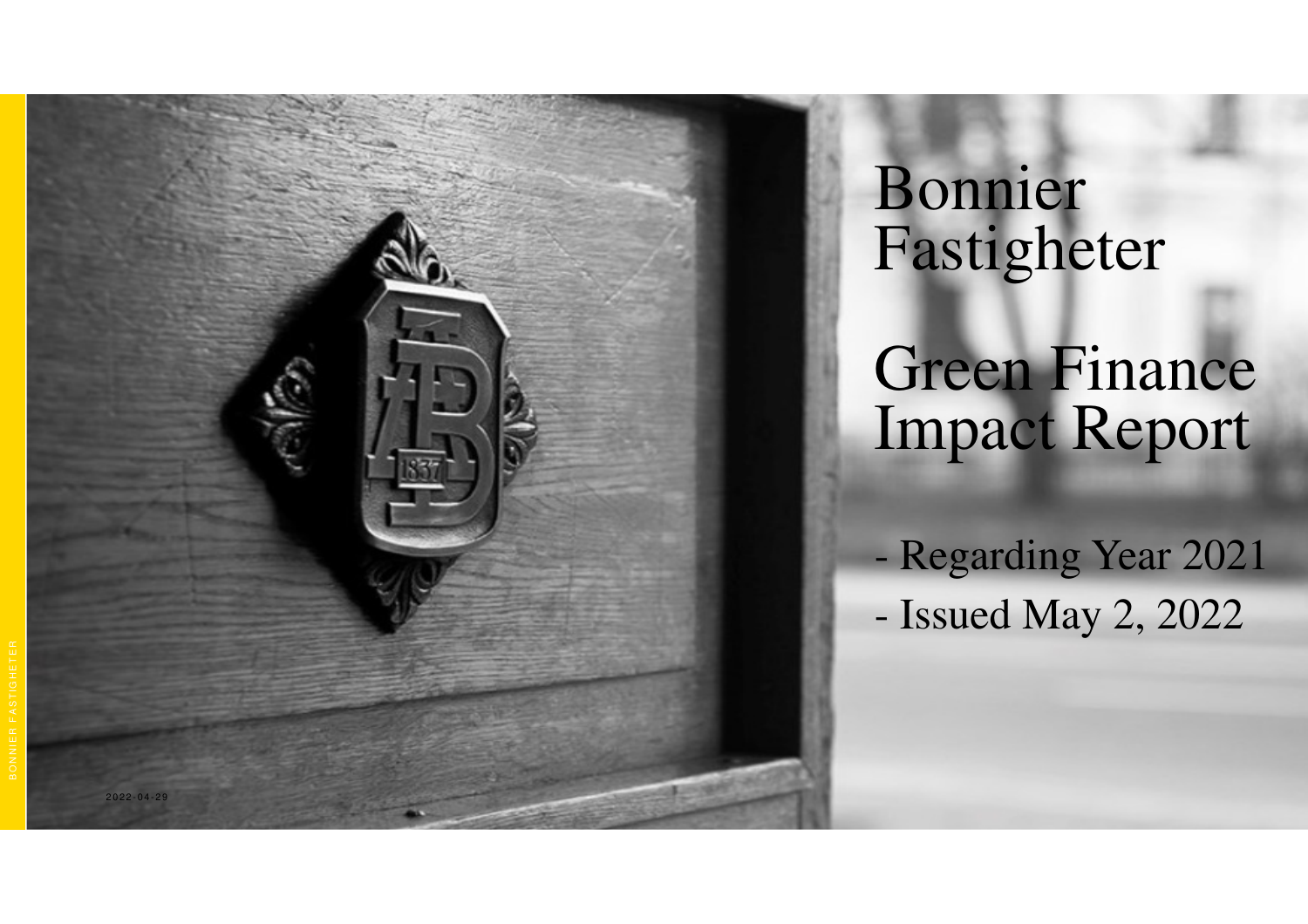# Bonnier Fastigheter

# Green Finance Impact Report

- Regarding Year 2021
- Issued May 2, 2022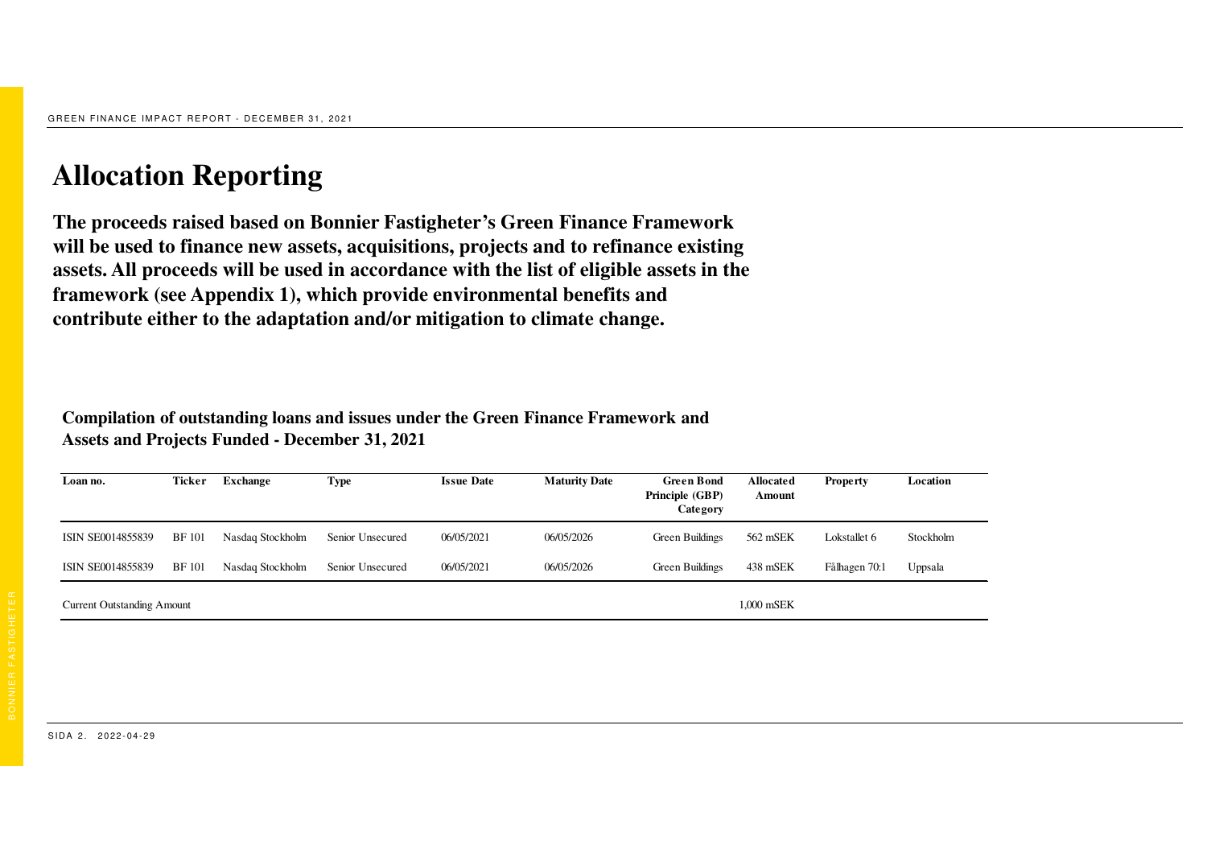# Allocation Reporting

**The proceeds raised based on Bonnier Fastigheter's Green Finance Framework will be used to finance new assets, acquisitions, projects and to refinance existing assets. All proceeds will be used in accordance with the list of eligible assets in the framework (see Appendix 1), which provide environmental benefits and contribute either to the adaptation and/or mitigation to climate change.**

**Compilation of outstanding loans and issues under the Green Finance Framework and Assets and Projects Funded - December 31, 2021**

| Loan no. | Ticker | Exchange | Type | Issue Date | Maturity Date | Green Bond Principle (GBP) Category | Allocated Amount | Property | Location |
|---|---|---|---|---|---|---|---|---|---|
| ISIN SE0014855839 | BF 101 | Nasdaq Stockholm | Senior Unsecured | 06/05/2021 | 06/05/2026 | Green Buildings | 562 mSEK | Lokstallet 6 | Stockholm |
| ISIN SE0014855839 | BF 101 | Nasdaq Stockholm | Senior Unsecured | 06/05/2021 | 06/05/2026 | Green Buildings | 438 mSEK | Fålhagen 70:1 | Uppsala |
| Current Outstanding Amount | | | | | | | 1,000 mSEK | | |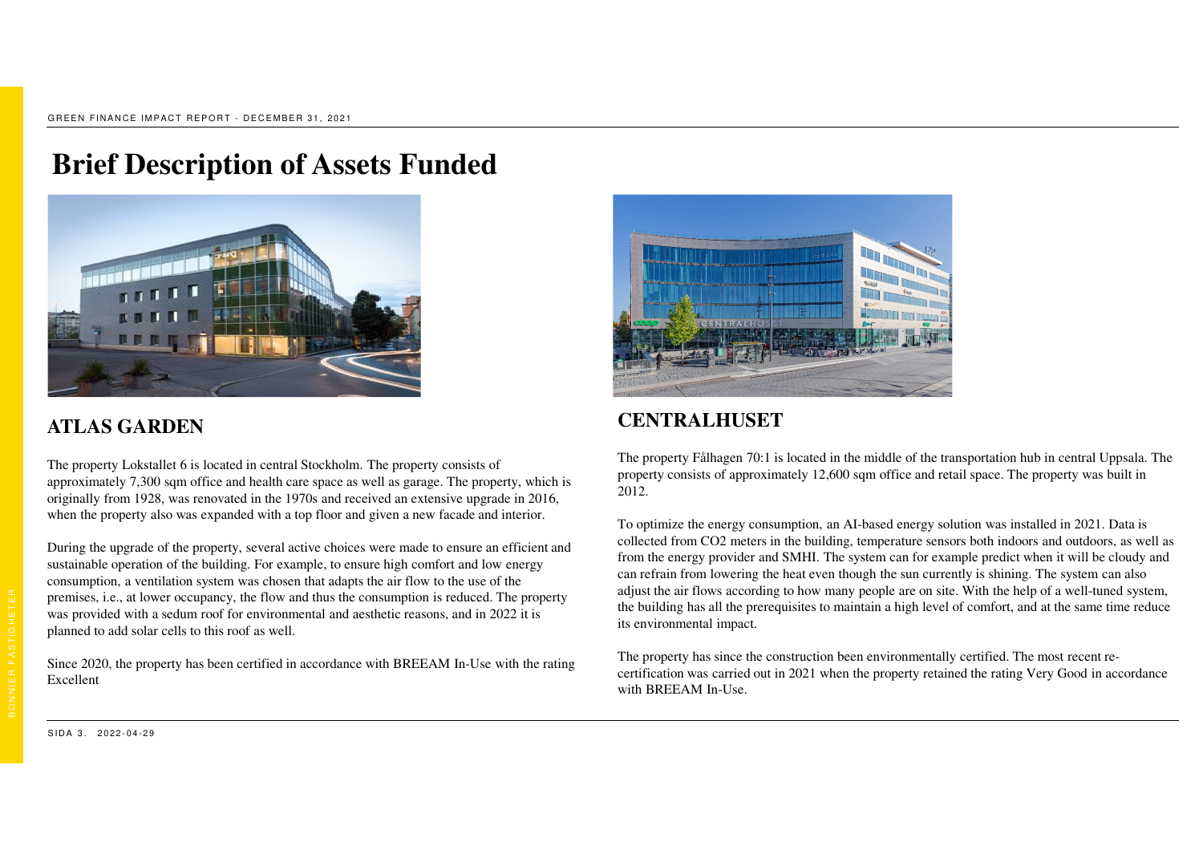# Brief Description of Assets Funded

## ATLAS GARDEN

The property Lokstallet 6 is located in central Stockholm. The property consists of approximately 7,300 sqm office and health care space as well as garage. The property, which is originally from 1928, was renovated in the 1970s and received an extensive upgrade in 2016, when the property also was expanded with a top floor and given a new facade and interior.

During the upgrade of the property, several active choices were made to ensure an efficient and sustainable operation of the building. For example, to ensure high comfort and low energy consumption, a ventilation system was chosen that adapts the air flow to the use of the premises, i.e., at lower occupancy, the flow and thus the consumption is reduced. The property was provided with a sedum roof for environmental and aesthetic reasons, and in 2022 it is planned to add solar cells to this roof as well.

Since 2020, the property has been certified in accordance with BREEAM In-Use with the rating Excellent

## CENTRALHUSET

The property Fålhagen 70:1 is located in the middle of the transportation hub in central Uppsala. The property consists of approximately 12,600 sqm office and retail space. The property was built in 2012.

To optimize the energy consumption, an AI-based energy solution was installed in 2021. Data is collected from $CO_2$ meters in the building, temperature sensors both indoors and outdoors, as well as from the energy provider and SMHI. The system can for example predict when it will be cloudy and can refrain from lowering the heat even though the sun currently is shining. The system can also adjust the air flows according to how many people are on site. With the help of a well-tuned system, the building has all the prerequisites to maintain a high level of comfort, and at the same time reduce its environmental impact.

The property has since the construction been environmentally certified. The most recent re-certification was carried out in 2021 when the property retained the rating Very Good in accordance with BREEAM In-Use.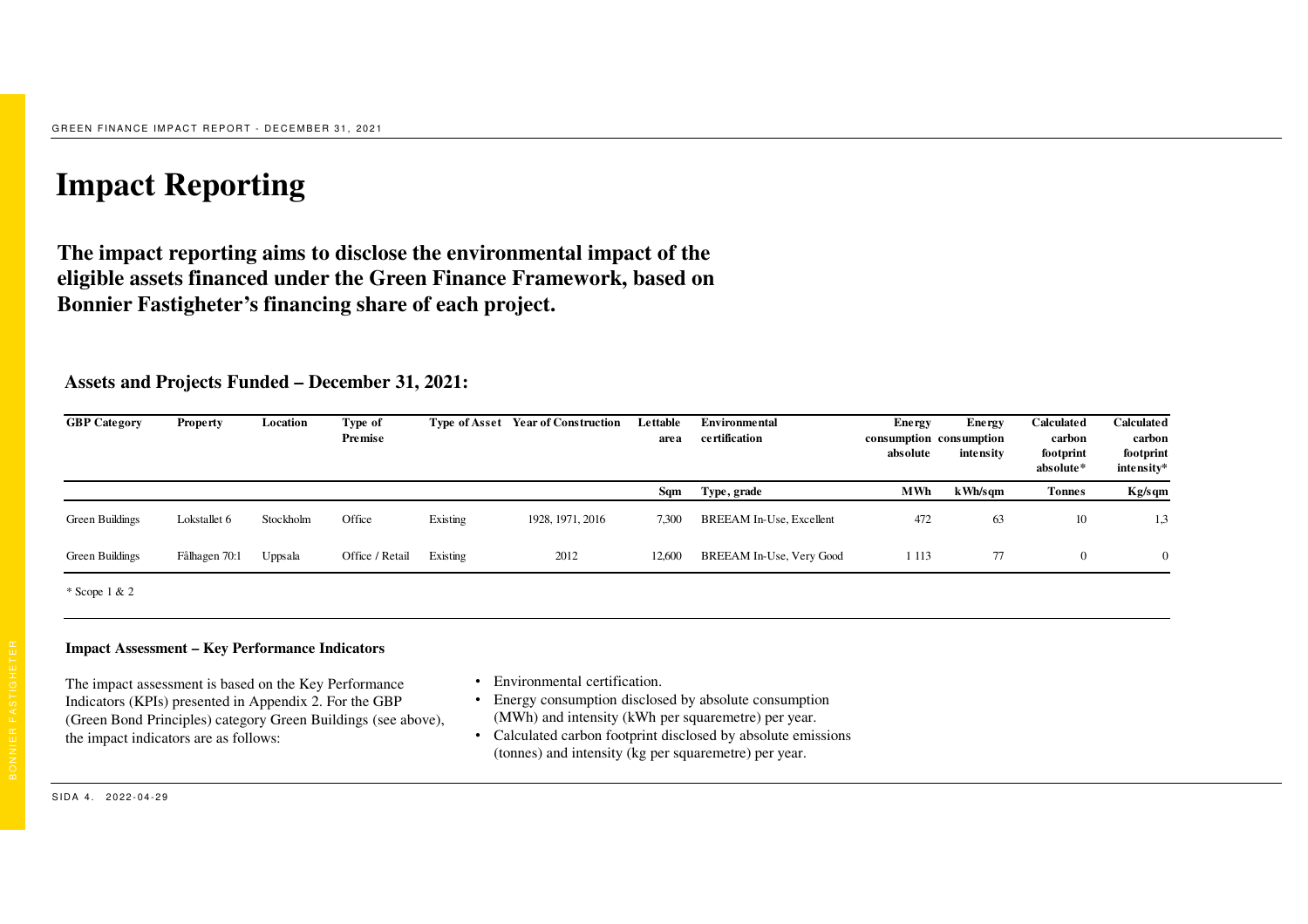# Impact Reporting

**The impact reporting aims to disclose the environmental impact of the eligible assets financed under the Green Finance Framework, based on Bonnier Fastigheter's financing share of each project.**

### Assets and Projects Funded – December 31, 2021:

| GBP Category | Property | Location | Type of Premise | Type of Asset | Year of Construction | Lettable area | Environmental certification | Energy consumption absolute | Energy consumption intensity | Calculated carbon footprint absolute* | Calculated carbon footprint intensity* |
|---|---|---|---|---|---|---|---|---|---|---|---|
| | | | | | | Sqm | Type, grade | MWh | kWh/sqm | Tonnes | Kg/sqm |
| Green Buildings | Lokstallet 6 | Stockholm | Office | Existing | 1928, 1971, 2016 | 7,300 | BREEAM In-Use, Excellent | 472 | 63 | 10 | 1,3 |
| Green Buildings | Fålhagen 70:1 | Uppsala | Office / Retail | Existing | 2012 | 12,600 | BREEAM In-Use, Very Good | 1 113 | 77 | 0 | 0 |

* Scope 1 & 2

#### Impact Assessment – Key Performance Indicators

The impact assessment is based on the Key Performance Indicators (KPIs) presented in Appendix 2. For the GBP (Green Bond Principles) category Green Buildings (see above), the impact indicators are as follows:

- Environmental certification.
- Energy consumption disclosed by absolute consumption (MWh) and intensity (kWh per squaremetre) per year.
- Calculated carbon footprint disclosed by absolute emissions (tonnes) and intensity (kg per squaremetre) per year.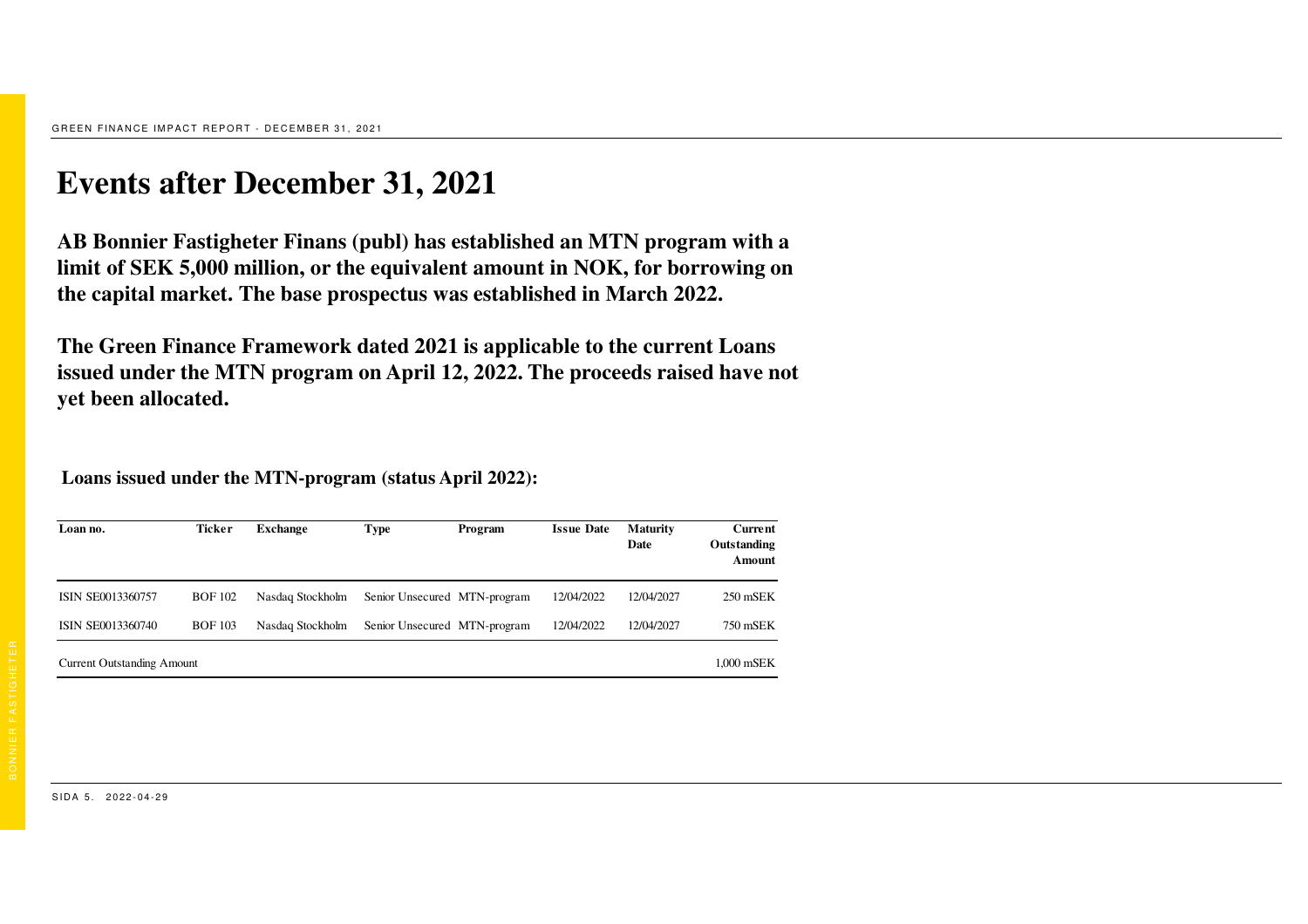# Events after December 31, 2021

**AB Bonnier Fastigheter Finans (publ) has established an MTN program with a limit of SEK 5,000 million, or the equivalent amount in NOK, for borrowing on the capital market. The base prospectus was established in March 2022.**

**The Green Finance Framework dated 2021 is applicable to the current Loans issued under the MTN program on April 12, 2022. The proceeds raised have not yet been allocated.**

**Loans issued under the MTN-program (status April 2022):**

| Loan no. | Ticker | Exchange | Type | Program | Issue Date | Maturity Date | Current Outstanding Amount |
|---|---|---|---|---|---|---|---|
| ISIN SE0013360757 | BOF 102 | Nasdaq Stockholm | Senior Unsecured | MTN-program | 12/04/2022 | 12/04/2027 | 250 mSEK |
| ISIN SE0013360740 | BOF 103 | Nasdaq Stockholm | Senior Unsecured | MTN-program | 12/04/2022 | 12/04/2027 | 750 mSEK |
| Current Outstanding Amount | | | | | | | 1,000 mSEK |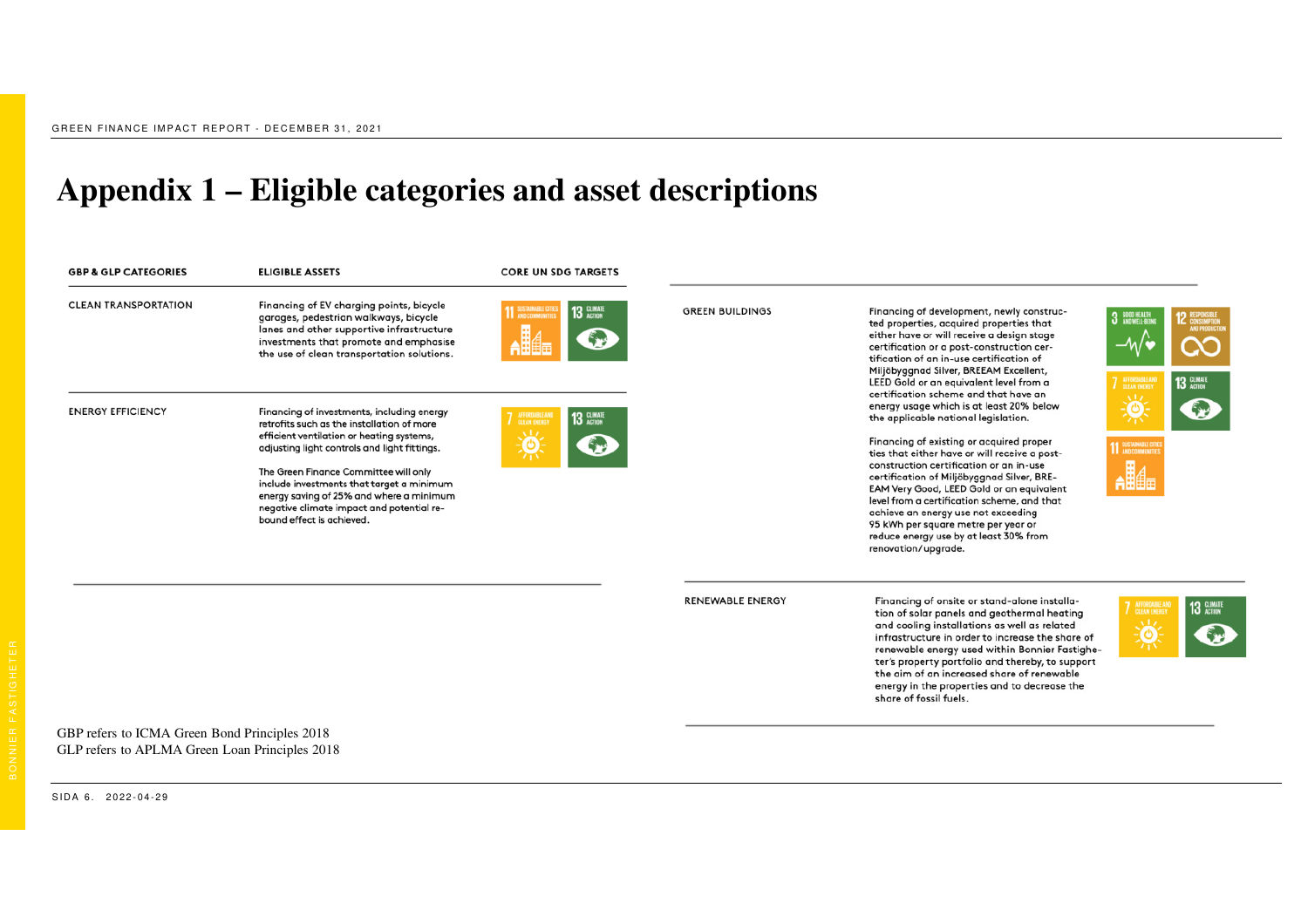# Appendix 1 – Eligible categories and asset descriptions

| GBP & GLP CATEGORIES | ELIGIBLE ASSETS | CORE UN SDG TARGETS |
|---|---|---|
| CLEAN TRANSPORTATION | Financing of EV charging points, bicycle garages, pedestrian walkways, bicycle lanes and other supportive infrastructure investments that promote and emphasise the use of clean transportation solutions. | 11 Sustainable cities and communities; 13 Climate action |
| ENERGY EFFICIENCY | Financing of investments, including energy retrofits such as the installation of more efficient ventilation or heating systems, adjusting light controls and light fittings.<br><br>The Green Finance Committee will only include investments that target a minimum energy saving of 25% and where a minimum negative climate impact and potential rebound effect is achieved. | 7 Affordable and clean energy; 13 Climate action |
| GREEN BUILDINGS | Financing of development, newly constructed properties, acquired properties that either have or will receive a design stage certification or a post-construction certification of an in-use certification of Miljöbyggnad Silver, BREEAM Excellent, LEED Gold or an equivalent level from a certification scheme and that have an energy usage which is at least 20% below the applicable national legislation.<br><br>Financing of existing or acquired properties that either have or will receive a post-construction certification or an in-use certification of Miljöbyggnad Silver, BREEAM Very Good, LEED Gold or an equivalent level from a certification scheme, and that achieve an energy use not exceeding 95 kWh per square metre per year or reduce energy use by at least 30% from renovation/upgrade. | 3 Good health and well-being; 12 Responsible consumption and production; 7 Affordable and clean energy; 13 Climate action; 11 Sustainable cities and communities |
| RENEWABLE ENERGY | Financing of onsite or stand-alone installation of solar panels and geothermal heating and cooling installations as well as related infrastructure in order to increase the share of renewable energy used within Bonnier Fastigheter's property portfolio and thereby, to support the aim of an increased share of renewable energy in the properties and to decrease the share of fossil fuels. | 7 Affordable and clean energy; 13 Climate action |

GBP refers to ICMA Green Bond Principles 2018
GLP refers to APLMA Green Loan Principles 2018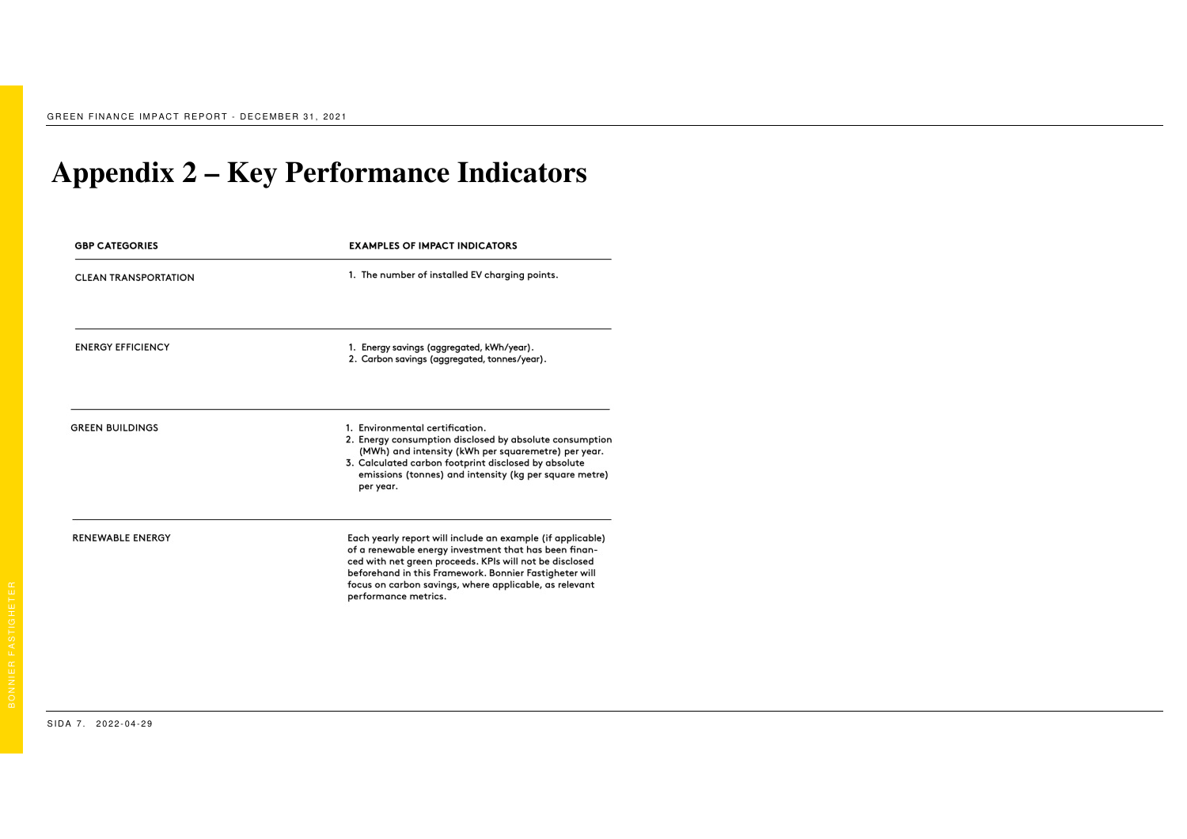# Appendix 2 – Key Performance Indicators

| GBP CATEGORIES | EXAMPLES OF IMPACT INDICATORS |
| --- | --- |
| CLEAN TRANSPORTATION | 1. The number of installed EV charging points. |
| ENERGY EFFICIENCY | 1. Energy savings (aggregated, kWh/year).<br>2. Carbon savings (aggregated, tonnes/year). |
| GREEN BUILDINGS | 1. Environmental certification.<br>2. Energy consumption disclosed by absolute consumption (MWh) and intensity (kWh per squaremetre) per year.<br>3. Calculated carbon footprint disclosed by absolute emissions (tonnes) and intensity (kg per square metre) per year. |
| RENEWABLE ENERGY | Each yearly report will include an example (if applicable) of a renewable energy investment that has been financed with net green proceeds. KPIs will not be disclosed beforehand in this Framework. Bonnier Fastigheter will focus on carbon savings, where applicable, as relevant performance metrics. |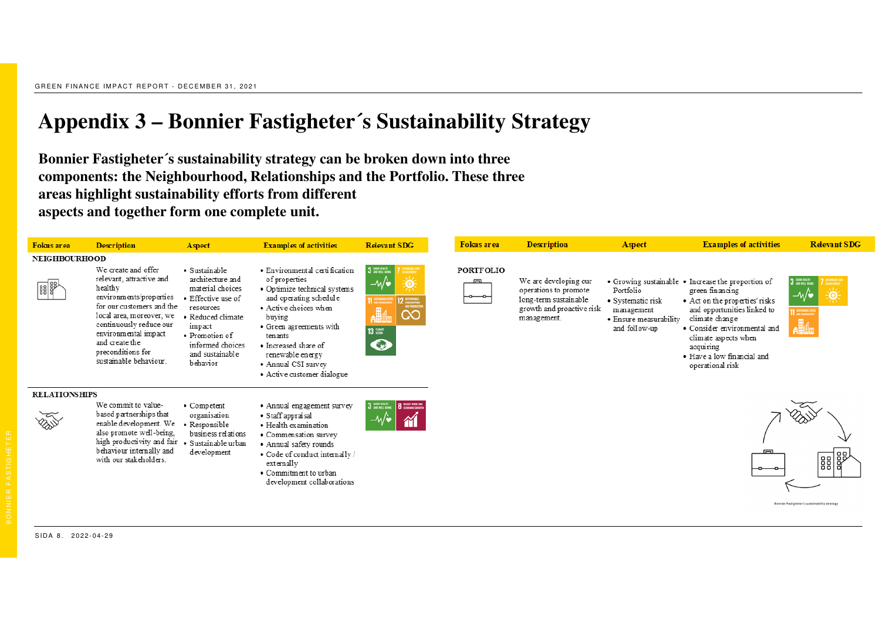# Appendix 3 – Bonnier Fastigheter´s Sustainability Strategy

**Bonnier Fastigheter´s sustainability strategy can be broken down into three components: the Neighbourhood, Relationships and the Portfolio. These three areas highlight sustainability efforts from different aspects and together form one complete unit.**

| Fokus area | Description | Aspect | Examples of activities | Relevant SDG |
|---|---|---|---|---|
| **NEIGHBOURHOOD** | We create and offer relevant, attractive and healthy environments/properties for our customers and the local area, moreover, we continuously reduce our environmental impact and create the preconditions for sustainable behaviour. | • Sustainable architecture and material choices<br>• Effective use of resources<br>• Reduced climate impact<br>• Promotion of informed choices and sustainable behavior | • Environmental certification of properties<br>• Optimize technical systems and operating schedule<br>• Active choices when buying<br>• Green agreements with tenants<br>• Increased share of renewable energy<br>• Annual CSI survey<br>• Active customer dialogue | 3 Good health and well-being, 7 Affordable and clean energy, 11 Sustainable cities and communities, 12 Responsible consumption and production, 13 Climate action |
| **RELATIONSHIPS** | We commit to value-based partnerships that enable development. We also promote well-being, high productivity and fair behaviour internally and with our stakeholders. | • Competent organisation<br>• Responsible business relations<br>• Sustainable urban development | • Annual engagement survey<br>• Staff appraisal<br>• Health examination<br>• Commensation survey<br>• Annual safety rounds<br>• Code of conduct internally / externally<br>• Commitment to urban development collaborations | 3 Good health and well-being, 8 Decent work and economic growth |
| **PORTFOLIO** | We are developing our operations to promote long-term sustainable growth and proactive risk management. | • Growing sustainable Portfolio<br>• Systematic risk management<br>• Ensure measurability and follow-up | • Increase the proportion of green financing<br>• Act on the properties' risks and opportunities linked to climate change<br>• Consider environmental and climate aspects when acquiring<br>• Have a low financial and operational risk | 3 Good health and well-being, 7 Affordable and clean energy, 11 Sustainable cities and communities |

Bonnier Fastigheter's sustainability strategy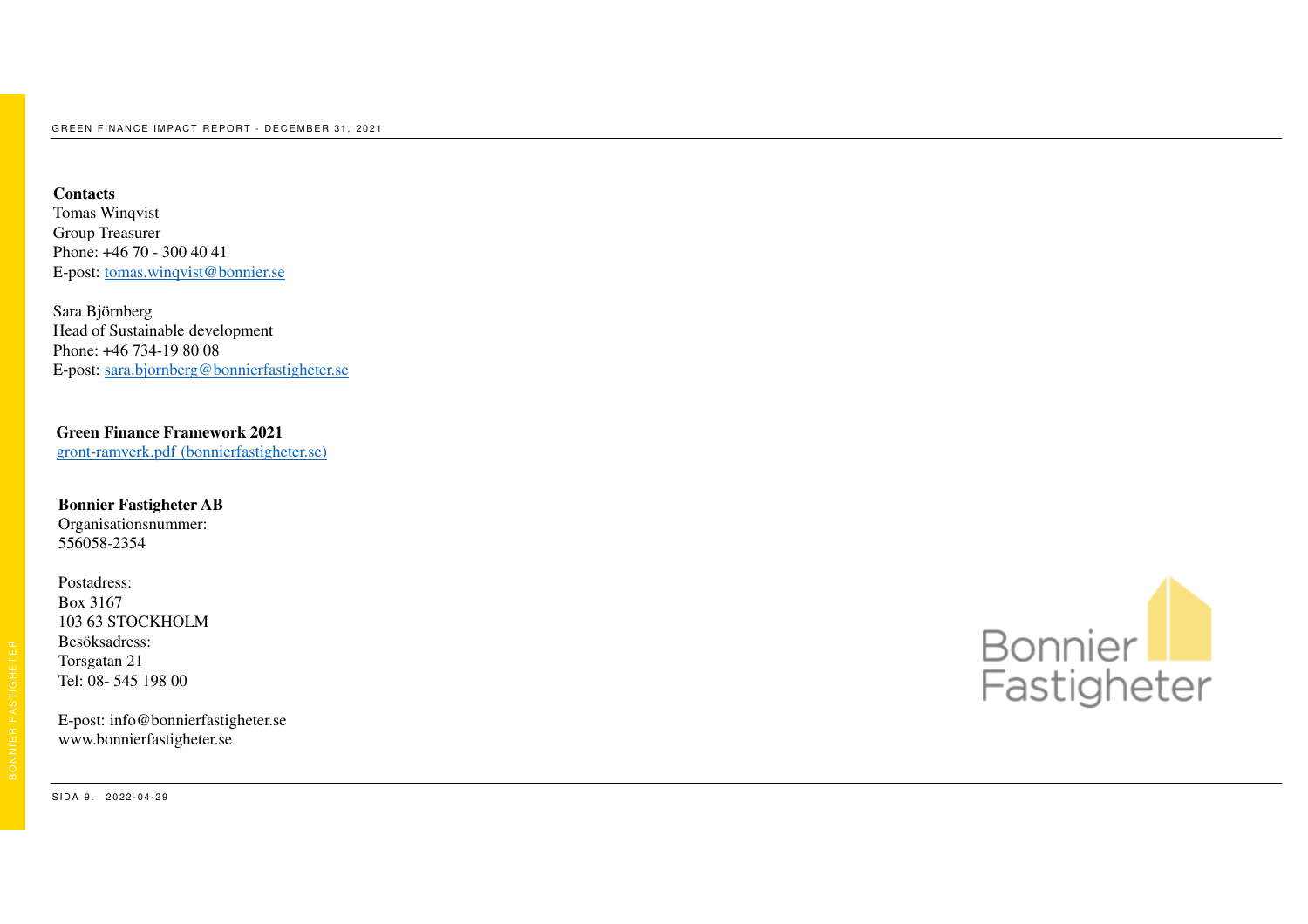**Contacts**
Tomas Winqvist
Group Treasurer
Phone: +46 70 - 300 40 41
E-post: tomas.winqvist@bonnier.se

Sara Björnberg
Head of Sustainable development
Phone: +46 734-19 80 08
E-post: sara.bjornberg@bonnierfastigheter.se

**Green Finance Framework 2021**
gront-ramverk.pdf (bonnierfastigheter.se)

**Bonnier Fastigheter AB**
Organisationsnummer:
556058-2354

Postadress:
Box 3167
103 63 STOCKHOLM
Besöksadress:
Torsgatan 21
Tel: 08- 545 198 00

E-post: info@bonnierfastigheter.se
www.bonnierfastigheter.se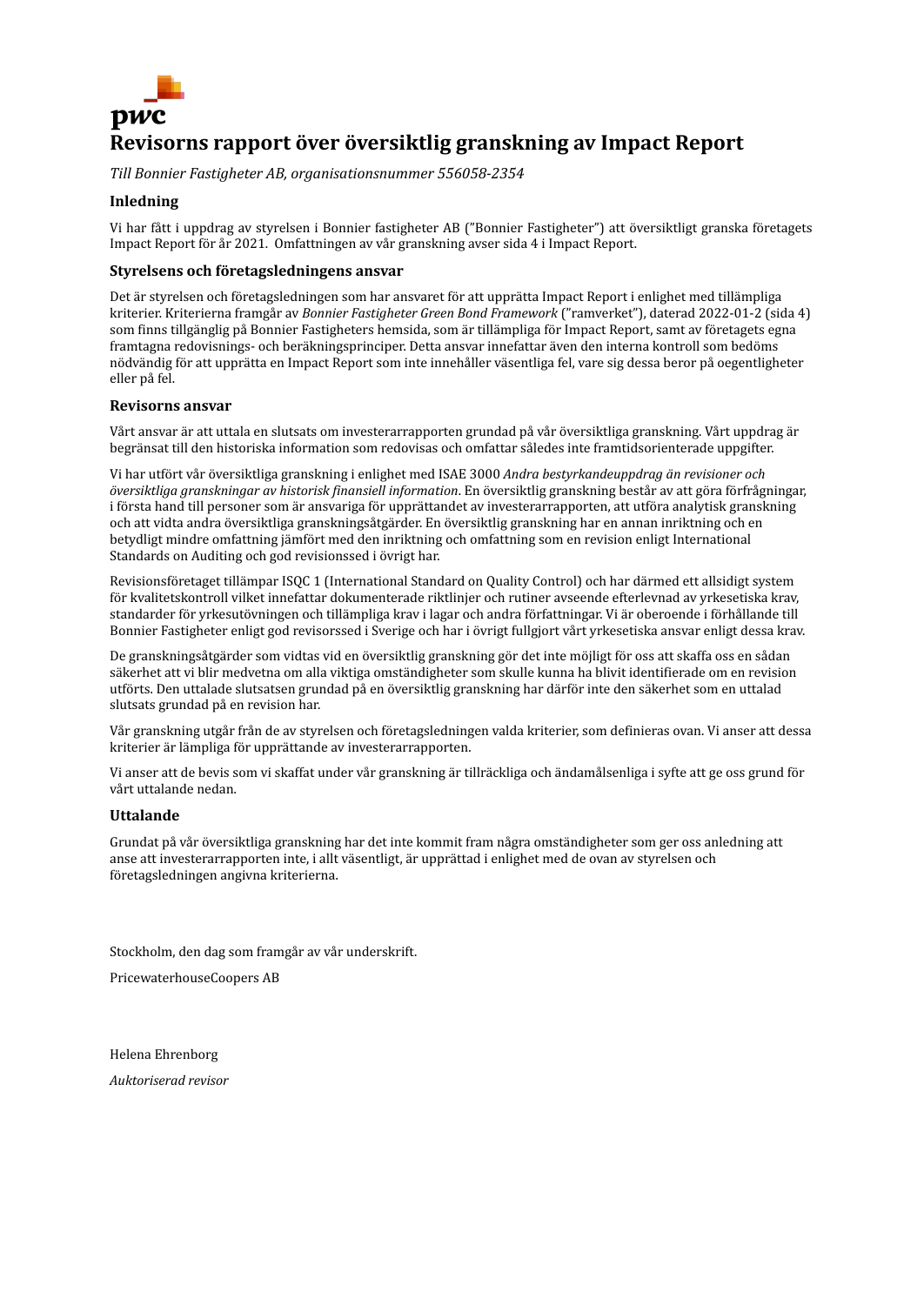pwc

# Revisorns rapport över översiktlig granskning av Impact Report

*Till Bonnier Fastigheter AB, organisationsnummer 556058-2354*

## Inledning

Vi har fått i uppdrag av styrelsen i Bonnier fastigheter AB ("Bonnier Fastigheter") att översiktligt granska företagets Impact Report för år 2021. Omfattningen av vår granskning avser sida 4 i Impact Report.

## Styrelsens och företagsledningens ansvar

Det är styrelsen och företagsledningen som har ansvaret för att upprätta Impact Report i enlighet med tillämpliga kriterier. Kriterierna framgår av *Bonnier Fastigheter Green Bond Framework* ("ramverket"), daterad 2022-01-2 (sida 4) som finns tillgänglig på Bonnier Fastigheters hemsida, som är tillämpliga för Impact Report, samt av företagets egna framtagna redovisnings- och beräkningsprinciper. Detta ansvar innefattar även den interna kontroll som bedöms nödvändig för att upprätta en Impact Report som inte innehåller väsentliga fel, vare sig dessa beror på oegentligheter eller på fel.

## Revisorns ansvar

Vårt ansvar är att uttala en slutsats om investerarrapporten grundad på vår översiktliga granskning. Vårt uppdrag är begränsat till den historiska information som redovisas och omfattar således inte framtidsorienterade uppgifter.

Vi har utfört vår översiktliga granskning i enlighet med ISAE 3000 *Andra bestyrkandeuppdrag än revisioner och översiktliga granskningar av historisk finansiell information*. En översiktlig granskning består av att göra förfrågningar, i första hand till personer som är ansvariga för upprättandet av investerarrapporten, att utföra analytisk granskning och att vidta andra översiktliga granskningsåtgärder. En översiktlig granskning har en annan inriktning och en betydligt mindre omfattning jämfört med den inriktning och omfattning som en revision enligt International Standards on Auditing och god revisionssed i övrigt har.

Revisionsföretaget tillämpar ISQC 1 (International Standard on Quality Control) och har därmed ett allsidigt system för kvalitetskontroll vilket innefattar dokumenterade riktlinjer och rutiner avseende efterlevnad av yrkesetiska krav, standarder för yrkesutövningen och tillämpliga krav i lagar och andra författningar. Vi är oberoende i förhållande till Bonnier Fastigheter enligt god revisorssed i Sverige och har i övrigt fullgjort vårt yrkesetiska ansvar enligt dessa krav.

De granskningsåtgärder som vidtas vid en översiktlig granskning gör det inte möjligt för oss att skaffa oss en sådan säkerhet att vi blir medvetna om alla viktiga omständigheter som skulle kunna ha blivit identifierade om en revision utförts. Den uttalade slutsatsen grundad på en översiktlig granskning har därför inte den säkerhet som en uttalad slutsats grundad på en revision har.

Vår granskning utgår från de av styrelsen och företagsledningen valda kriterier, som definieras ovan. Vi anser att dessa kriterier är lämpliga för upprättande av investerarrapporten.

Vi anser att de bevis som vi skaffat under vår granskning är tillräckliga och ändamålsenliga i syfte att ge oss grund för vårt uttalande nedan.

## Uttalande

Grundat på vår översiktliga granskning har det inte kommit fram några omständigheter som ger oss anledning att anse att investerarrapporten inte, i allt väsentligt, är upprättad i enlighet med de ovan av styrelsen och företagsledningen angivna kriterierna.

Stockholm, den dag som framgår av vår underskrift.

PricewaterhouseCoopers AB

Helena Ehrenborg

*Auktoriserad revisor*